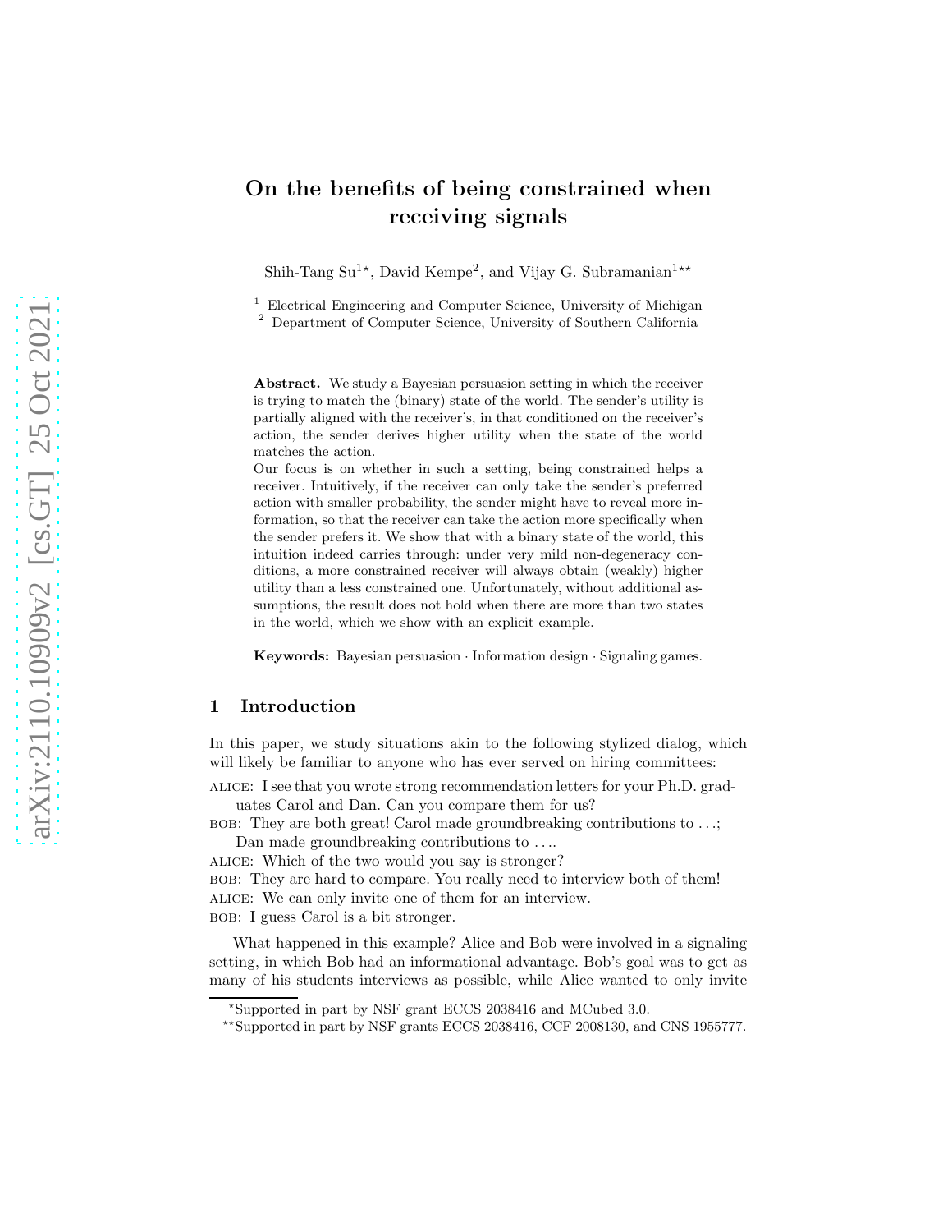# On the benefits of being constrained when receiving signals

Shih-Tang Su[1⋆], David Kempe[2], and Vijay G. Subramanian[1⋆⋆]

[1] Electrical Engineering and Computer Science, University of Michigan
[2] Department of Computer Science, University of Southern California

**Abstract.** We study a Bayesian persuasion setting in which the receiver is trying to match the (binary) state of the world. The sender's utility is partially aligned with the receiver's, in that conditioned on the receiver's action, the sender derives higher utility when the state of the world matches the action.

Our focus is on whether in such a setting, being constrained helps a receiver. Intuitively, if the receiver can only take the sender's preferred action with smaller probability, the sender might have to reveal more information, so that the receiver can take the action more specifically when the sender prefers it. We show that with a binary state of the world, this intuition indeed carries through: under very mild non-degeneracy conditions, a more constrained receiver will always obtain (weakly) higher utility than a less constrained one. Unfortunately, without additional assumptions, the result does not hold when there are more than two states in the world, which we show with an explicit example.

**Keywords:** Bayesian persuasion · Information design · Signaling games.

## 1 Introduction

In this paper, we study situations akin to the following stylized dialog, which will likely be familiar to anyone who has ever served on hiring committees:

ALICE: I see that you wrote strong recommendation letters for your Ph.D. graduates Carol and Dan. Can you compare them for us?

BOB: They are both great! Carol made groundbreaking contributions to ...; Dan made groundbreaking contributions to ....

ALICE: Which of the two would you say is stronger?

BOB: They are hard to compare. You really need to interview both of them!

ALICE: We can only invite one of them for an interview.

BOB: I guess Carol is a bit stronger.

What happened in this example? Alice and Bob were involved in a signaling setting, in which Bob had an informational advantage. Bob's goal was to get as many of his students interviews as possible, while Alice wanted to only invite

⋆Supported in part by NSF grant ECCS 2038416 and MCubed 3.0.

⋆⋆Supported in part by NSF grants ECCS 2038416, CCF 2008130, and CNS 1955777.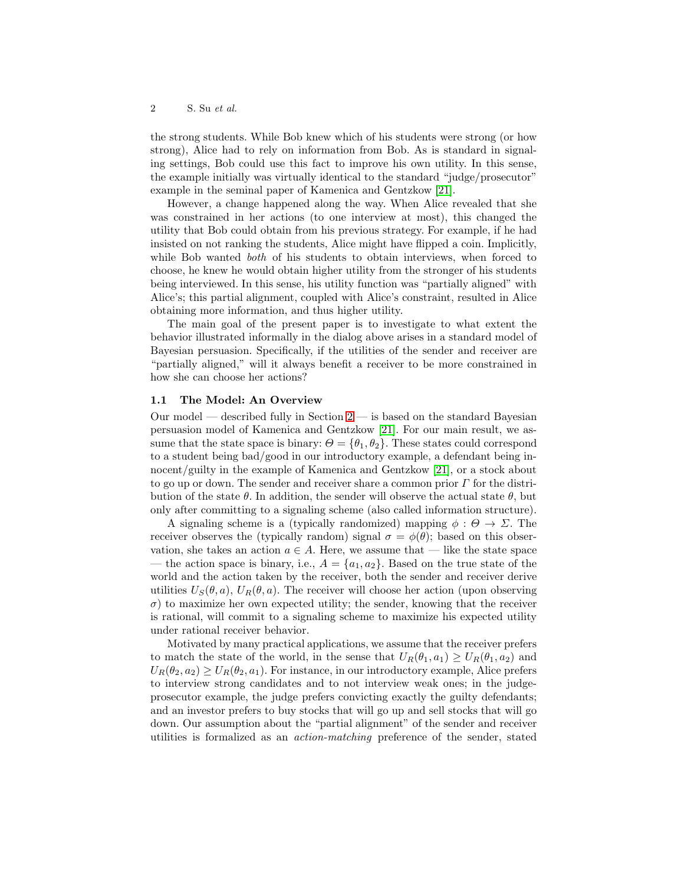the strong students. While Bob knew which of his students were strong (or how strong), Alice had to rely on information from Bob. As is standard in signaling settings, Bob could use this fact to improve his own utility. In this sense, the example initially was virtually identical to the standard "judge/prosecutor" example in the seminal paper of Kamenica and Gentzkow [21].

However, a change happened along the way. When Alice revealed that she was constrained in her actions (to one interview at most), this changed the utility that Bob could obtain from his previous strategy. For example, if he had insisted on not ranking the students, Alice might have flipped a coin. Implicitly, while Bob wanted *both* of his students to obtain interviews, when forced to choose, he knew he would obtain higher utility from the stronger of his students being interviewed. In this sense, his utility function was "partially aligned" with Alice's; this partial alignment, coupled with Alice's constraint, resulted in Alice obtaining more information, and thus higher utility.

The main goal of the present paper is to investigate to what extent the behavior illustrated informally in the dialog above arises in a standard model of Bayesian persuasion. Specifically, if the utilities of the sender and receiver are "partially aligned," will it always benefit a receiver to be more constrained in how she can choose her actions?

### 1.1 The Model: An Overview

Our model — described fully in Section 2 — is based on the standard Bayesian persuasion model of Kamenica and Gentzkow [21]. For our main result, we assume that the state space is binary: $\Theta = \{\theta_1, \theta_2\}$. These states could correspond to a student being bad/good in our introductory example, a defendant being innocent/guilty in the example of Kamenica and Gentzkow [21], or a stock about to go up or down. The sender and receiver share a common prior $\Gamma$ for the distribution of the state $\theta$. In addition, the sender will observe the actual state $\theta$, but only after committing to a signaling scheme (also called information structure).

A signaling scheme is a (typically randomized) mapping $\phi : \Theta \to \Sigma$. The receiver observes the (typically random) signal $\sigma = \phi(\theta)$; based on this observation, she takes an action $a \in A$. Here, we assume that — like the state space — the action space is binary, i.e., $A = \{a_1, a_2\}$. Based on the true state of the world and the action taken by the receiver, both the sender and receiver derive utilities $U_S(\theta, a)$, $U_R(\theta, a)$. The receiver will choose her action (upon observing $\sigma$) to maximize her own expected utility; the sender, knowing that the receiver is rational, will commit to a signaling scheme to maximize his expected utility under rational receiver behavior.

Motivated by many practical applications, we assume that the receiver prefers to match the state of the world, in the sense that $U_R(\theta_1, a_1) \geq U_R(\theta_1, a_2)$ and $U_R(\theta_2, a_2) \geq U_R(\theta_2, a_1)$. For instance, in our introductory example, Alice prefers to interview strong candidates and to not interview weak ones; in the judge-prosecutor example, the judge prefers convicting exactly the guilty defendants; and an investor prefers to buy stocks that will go up and sell stocks that will go down. Our assumption about the "partial alignment" of the sender and receiver utilities is formalized as an *action-matching* preference of the sender, stated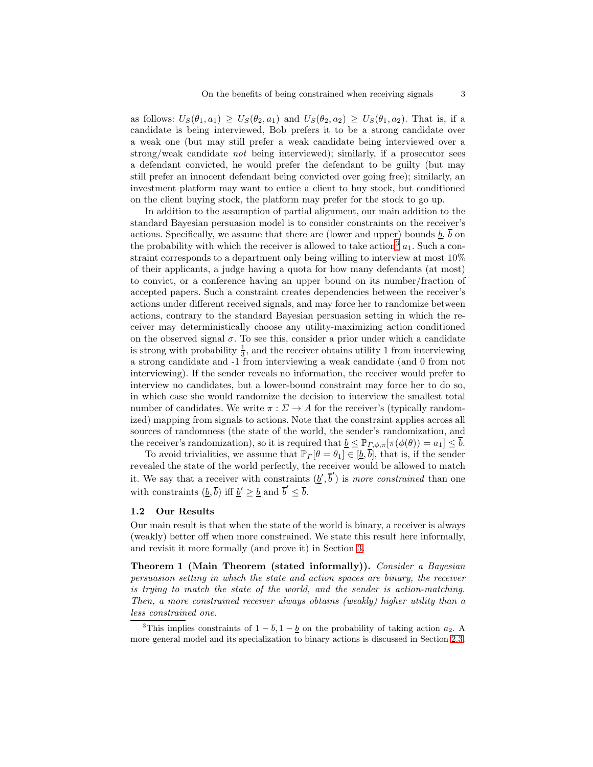as follows: $U_S(\theta_1, a_1) \geq U_S(\theta_2, a_1)$ and $U_S(\theta_2, a_2) \geq U_S(\theta_1, a_2)$. That is, if a candidate is being interviewed, Bob prefers it to be a strong candidate over a weak one (but may still prefer a weak candidate being interviewed over a strong/weak candidate *not* being interviewed); similarly, if a prosecutor sees a defendant convicted, he would prefer the defendant to be guilty (but may still prefer an innocent defendant being convicted over going free); similarly, an investment platform may want to entice a client to buy stock, but conditioned on the client buying stock, the platform may prefer for the stock to go up.

In addition to the assumption of partial alignment, our main addition to the standard Bayesian persuasion model is to consider constraints on the receiver's actions. Specifically, we assume that there are (lower and upper) bounds $\underline{b}$, $\overline{b}$ on the probability with which the receiver is allowed to take action[3] $a_1$. Such a constraint corresponds to a department only being willing to interview at most 10% of their applicants, a judge having a quota for how many defendants (at most) to convict, or a conference having an upper bound on its number/fraction of accepted papers. Such a constraint creates dependencies between the receiver's actions under different received signals, and may force her to randomize between actions, contrary to the standard Bayesian persuasion setting in which the receiver may deterministically choose any utility-maximizing action conditioned on the observed signal $\sigma$. To see this, consider a prior under which a candidate is strong with probability $\frac{1}{3}$, and the receiver obtains utility 1 from interviewing a strong candidate and -1 from interviewing a weak candidate (and 0 from not interviewing). If the sender reveals no information, the receiver would prefer to interview no candidates, but a lower-bound constraint may force her to do so, in which case she would randomize the decision to interview the smallest total number of candidates. We write $\pi : \Sigma \to A$ for the receiver's (typically randomized) mapping from signals to actions. Note that the constraint applies across all sources of randomness (the state of the world, the sender's randomization, and the receiver's randomization), so it is required that $\underline{b} \leq \mathbb{P}_{\Gamma,\phi,\pi}[\pi(\phi(\theta)) = a_1] \leq \overline{b}$.

To avoid trivialities, we assume that $\mathbb{P}_\Gamma[\theta = \theta_1] \in [\underline{b}, \overline{b}]$, that is, if the sender revealed the state of the world perfectly, the receiver would be allowed to match it. We say that a receiver with constraints $(\underline{b}', \overline{b}')$ is *more constrained* than one with constraints $(\underline{b}, \overline{b})$ iff $\underline{b}' \geq \underline{b}$ and $\overline{b}' \leq \overline{b}$.

### 1.2 Our Results

Our main result is that when the state of the world is binary, a receiver is always (weakly) better off when more constrained. We state this result here informally, and revisit it more formally (and prove it) in Section 3.

**Theorem 1 (Main Theorem (stated informally)).** *Consider a Bayesian persuasion setting in which the state and action spaces are binary, the receiver is trying to match the state of the world, and the sender is action-matching. Then, a more constrained receiver always obtains (weakly) higher utility than a less constrained one.*

[3] This implies constraints of $1 - \overline{b}, 1 - \underline{b}$ on the probability of taking action $a_2$. A more general model and its specialization to binary actions is discussed in Section 2.3.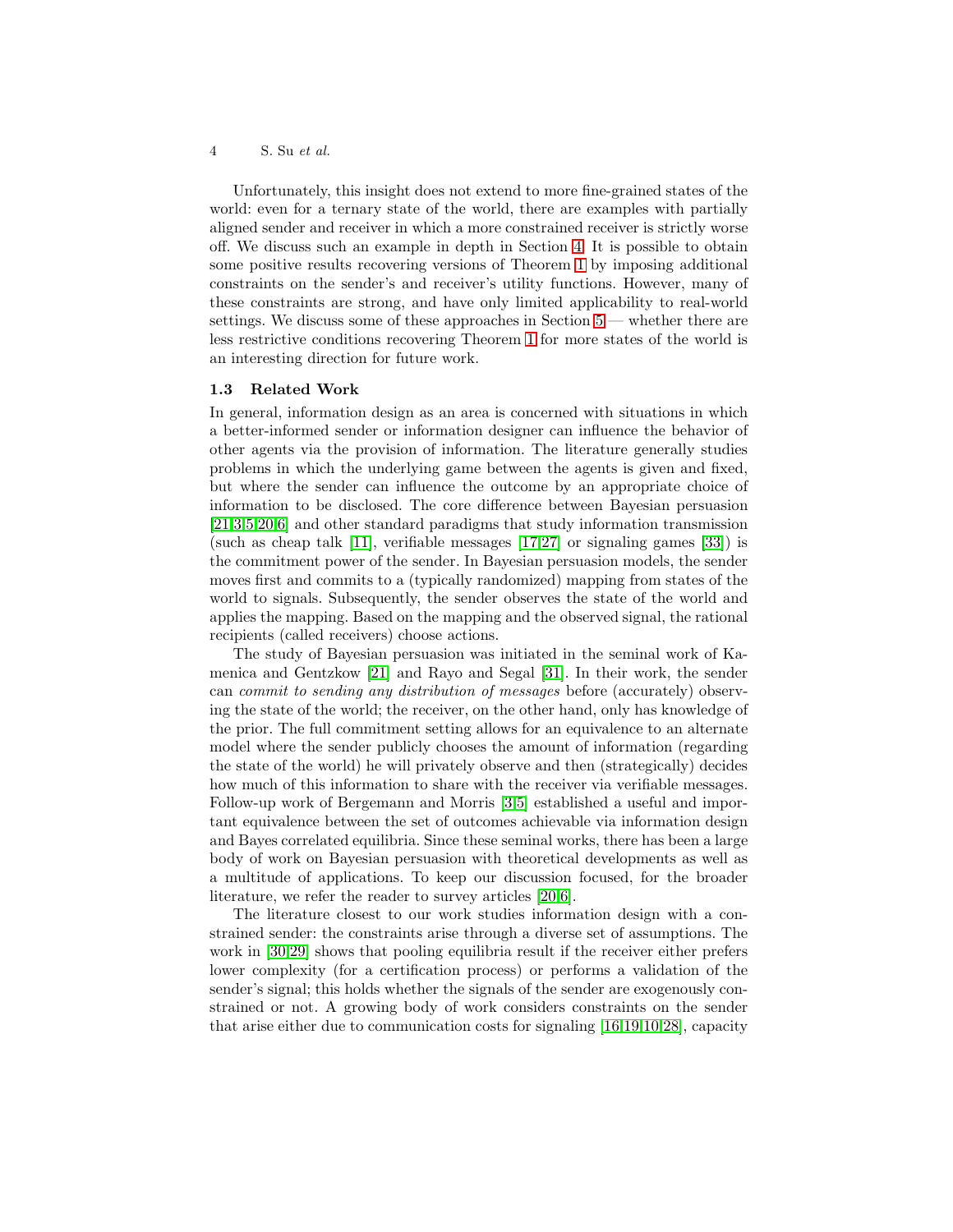Unfortunately, this insight does not extend to more fine-grained states of the world: even for a ternary state of the world, there are examples with partially aligned sender and receiver in which a more constrained receiver is strictly worse off. We discuss such an example in depth in Section 4. It is possible to obtain some positive results recovering versions of Theorem 1 by imposing additional constraints on the sender's and receiver's utility functions. However, many of these constraints are strong, and have only limited applicability to real-world settings. We discuss some of these approaches in Section 5 — whether there are less restrictive conditions recovering Theorem 1 for more states of the world is an interesting direction for future work.

### 1.3 Related Work

In general, information design as an area is concerned with situations in which a better-informed sender or information designer can influence the behavior of other agents via the provision of information. The literature generally studies problems in which the underlying game between the agents is given and fixed, but where the sender can influence the outcome by an appropriate choice of information to be disclosed. The core difference between Bayesian persuasion [21,3,5,20,6] and other standard paradigms that study information transmission (such as cheap talk [11], verifiable messages [17,27] or signaling games [33]) is the commitment power of the sender. In Bayesian persuasion models, the sender moves first and commits to a (typically randomized) mapping from states of the world to signals. Subsequently, the sender observes the state of the world and applies the mapping. Based on the mapping and the observed signal, the rational recipients (called receivers) choose actions.

The study of Bayesian persuasion was initiated in the seminal work of Kamenica and Gentzkow [21] and Rayo and Segal [31]. In their work, the sender can *commit to sending any distribution of messages* before (accurately) observing the state of the world; the receiver, on the other hand, only has knowledge of the prior. The full commitment setting allows for an equivalence to an alternate model where the sender publicly chooses the amount of information (regarding the state of the world) he will privately observe and then (strategically) decides how much of this information to share with the receiver via verifiable messages. Follow-up work of Bergemann and Morris [3,5] established a useful and important equivalence between the set of outcomes achievable via information design and Bayes correlated equilibria. Since these seminal works, there has been a large body of work on Bayesian persuasion with theoretical developments as well as a multitude of applications. To keep our discussion focused, for the broader literature, we refer the reader to survey articles [20,6].

The literature closest to our work studies information design with a constrained sender: the constraints arise through a diverse set of assumptions. The work in [30,29] shows that pooling equilibria result if the receiver either prefers lower complexity (for a certification process) or performs a validation of the sender's signal; this holds whether the signals of the sender are exogenously constrained or not. A growing body of work considers constraints on the sender that arise either due to communication costs for signaling [16,19,10,28], capacity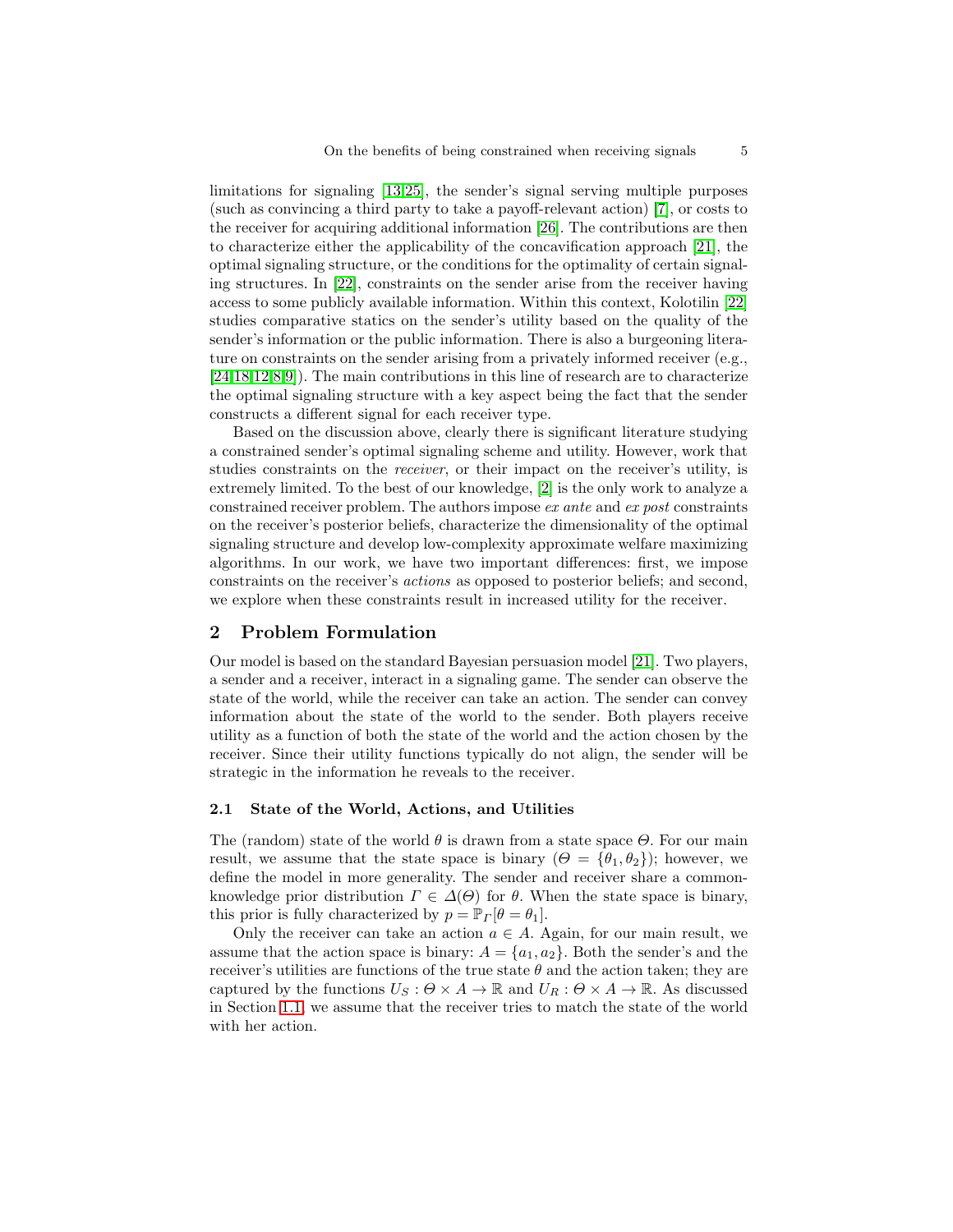limitations for signaling [13,25], the sender's signal serving multiple purposes (such as convincing a third party to take a payoff-relevant action) [7], or costs to the receiver for acquiring additional information [26]. The contributions are then to characterize either the applicability of the concavification approach [21], the optimal signaling structure, or the conditions for the optimality of certain signaling structures. In [22], constraints on the sender arise from the receiver having access to some publicly available information. Within this context, Kolotilin [22] studies comparative statics on the sender's utility based on the quality of the sender's information or the public information. There is also a burgeoning literature on constraints on the sender arising from a privately informed receiver (e.g., [24,18,12,8,9]). The main contributions in this line of research are to characterize the optimal signaling structure with a key aspect being the fact that the sender constructs a different signal for each receiver type.

Based on the discussion above, clearly there is significant literature studying a constrained sender's optimal signaling scheme and utility. However, work that studies constraints on the *receiver*, or their impact on the receiver's utility, is extremely limited. To the best of our knowledge, [2] is the only work to analyze a constrained receiver problem. The authors impose *ex ante* and *ex post* constraints on the receiver's posterior beliefs, characterize the dimensionality of the optimal signaling structure and develop low-complexity approximate welfare maximizing algorithms. In our work, we have two important differences: first, we impose constraints on the receiver's *actions* as opposed to posterior beliefs; and second, we explore when these constraints result in increased utility for the receiver.

## 2 Problem Formulation

Our model is based on the standard Bayesian persuasion model [21]. Two players, a sender and a receiver, interact in a signaling game. The sender can observe the state of the world, while the receiver can take an action. The sender can convey information about the state of the world to the sender. Both players receive utility as a function of both the state of the world and the action chosen by the receiver. Since their utility functions typically do not align, the sender will be strategic in the information he reveals to the receiver.

### 2.1 State of the World, Actions, and Utilities

The (random) state of the world $\theta$ is drawn from a state space $\Theta$. For our main result, we assume that the state space is binary ($\Theta = \{\theta_1, \theta_2\}$); however, we define the model in more generality. The sender and receiver share a common-knowledge prior distribution $\Gamma \in \Delta(\Theta)$ for $\theta$. When the state space is binary, this prior is fully characterized by $p = \mathbb{P}_\Gamma[\theta = \theta_1]$.

Only the receiver can take an action $a \in A$. Again, for our main result, we assume that the action space is binary: $A = \{a_1, a_2\}$. Both the sender's and the receiver's utilities are functions of the true state $\theta$ and the action taken; they are captured by the functions $U_S : \Theta \times A \to \mathbb{R}$ and $U_R : \Theta \times A \to \mathbb{R}$. As discussed in Section 1.1, we assume that the receiver tries to match the state of the world with her action.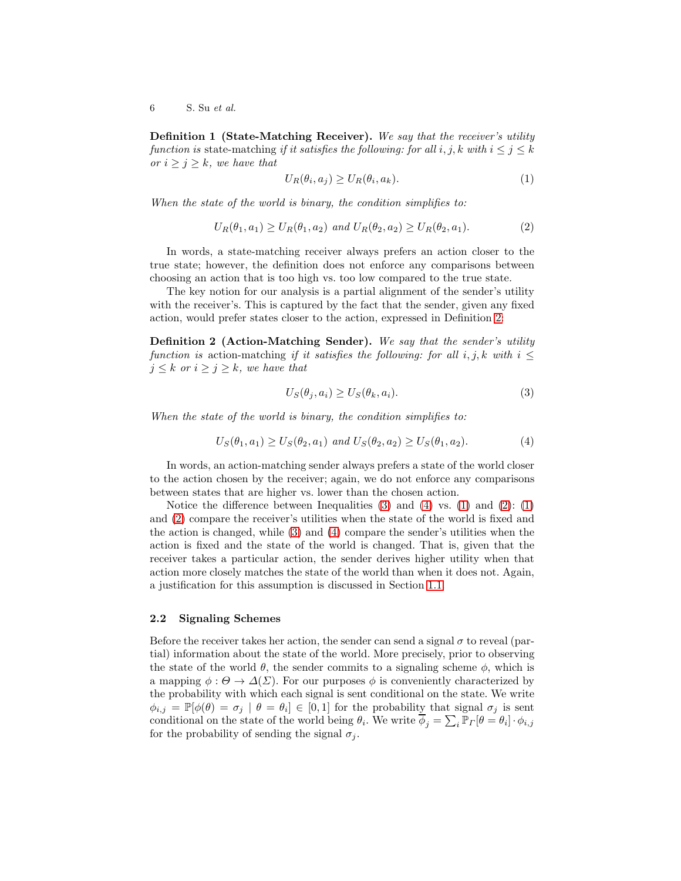**Definition 1 (State-Matching Receiver).** *We say that the receiver's utility function is* state-matching *if it satisfies the following: for all $i, j, k$ with $i \leq j \leq k$ or $i \geq j \geq k$, we have that*

$$U_R(\theta_i, a_j) \geq U_R(\theta_i, a_k). \tag{1}$$

*When the state of the world is binary, the condition simplifies to:*

$$U_R(\theta_1, a_1) \geq U_R(\theta_1, a_2) \text{ and } U_R(\theta_2, a_2) \geq U_R(\theta_2, a_1). \tag{2}$$

In words, a state-matching receiver always prefers an action closer to the true state; however, the definition does not enforce any comparisons between choosing an action that is too high vs. too low compared to the true state.

The key notion for our analysis is a partial alignment of the sender's utility with the receiver's. This is captured by the fact that the sender, given any fixed action, would prefer states closer to the action, expressed in Definition 2:

**Definition 2 (Action-Matching Sender).** *We say that the sender's utility function is* action-matching *if it satisfies the following: for all $i, j, k$ with $i \leq j \leq k$ or $i \geq j \geq k$, we have that*

$$U_S(\theta_j, a_i) \geq U_S(\theta_k, a_i). \tag{3}$$

*When the state of the world is binary, the condition simplifies to:*

$$U_S(\theta_1, a_1) \geq U_S(\theta_2, a_1) \text{ and } U_S(\theta_2, a_2) \geq U_S(\theta_1, a_2). \tag{4}$$

In words, an action-matching sender always prefers a state of the world closer to the action chosen by the receiver; again, we do not enforce any comparisons between states that are higher vs. lower than the chosen action.

Notice the difference between Inequalities (3) and (4) vs. (1) and (2): (1) and (2) compare the receiver's utilities when the state of the world is fixed and the action is changed, while (3) and (4) compare the sender's utilities when the action is fixed and the state of the world is changed. That is, given that the receiver takes a particular action, the sender derives higher utility when that action more closely matches the state of the world than when it does not. Again, a justification for this assumption is discussed in Section 1.1.

### 2.2 Signaling Schemes

Before the receiver takes her action, the sender can send a signal $\sigma$ to reveal (partial) information about the state of the world. More precisely, prior to observing the state of the world $\theta$, the sender commits to a signaling scheme $\phi$, which is a mapping $\phi : \Theta \to \Delta(\Sigma)$. For our purposes $\phi$ is conveniently characterized by the probability with which each signal is sent conditional on the state. We write $\phi_{i,j} = \mathbb{P}[\phi(\theta) = \sigma_j \mid \theta = \theta_i] \in [0, 1]$ for the probability that signal $\sigma_j$ is sent conditional on the state of the world being $\theta_i$. We write $\overline{\phi}_j = \sum_i \mathbb{P}_\Gamma[\theta = \theta_i] \cdot \phi_{i,j}$ for the probability of sending the signal $\sigma_j$.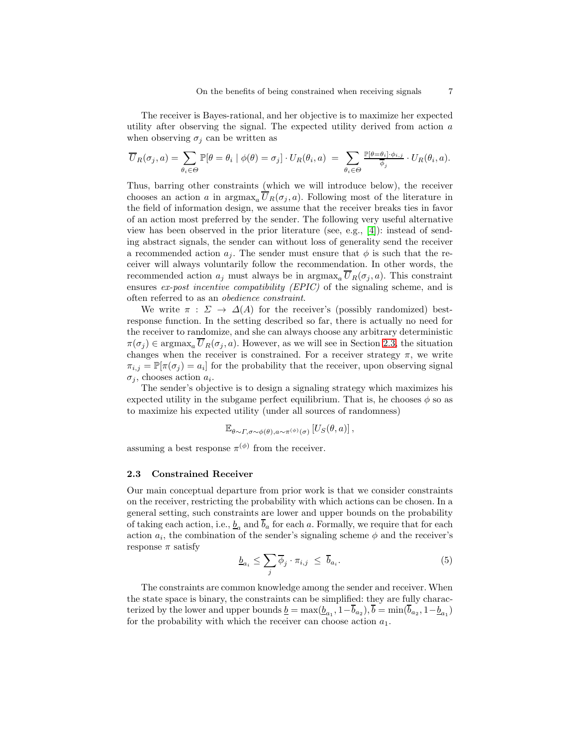The receiver is Bayes-rational, and her objective is to maximize her expected utility after observing the signal. The expected utility derived from action $a$ when observing $\sigma_j$ can be written as

$$\overline{U}_R(\sigma_j, a) = \sum_{\theta_i \in \Theta} \mathbb{P}[\theta = \theta_i \mid \phi(\theta) = \sigma_j] \cdot U_R(\theta_i, a) \;=\; \sum_{\theta_i \in \Theta} \frac{\mathbb{P}[\theta = \theta_i] \cdot \phi_{i,j}}{\overline{\phi}_j} \cdot U_R(\theta_i, a).$$

Thus, barring other constraints (which we will introduce below), the receiver chooses an action $a$ in $\operatorname{argmax}_a \overline{U}_R(\sigma_j, a)$. Following most of the literature in the field of information design, we assume that the receiver breaks ties in favor of an action most preferred by the sender. The following very useful alternative view has been observed in the prior literature (see, e.g., [4]): instead of sending abstract signals, the sender can without loss of generality send the receiver a recommended action $a_j$. The sender must ensure that $\phi$ is such that the receiver will always voluntarily follow the recommendation. In other words, the recommended action $a_j$ must always be in $\operatorname{argmax}_a \overline{U}_R(\sigma_j, a)$. This constraint ensures *ex-post incentive compatibility (EPIC)* of the signaling scheme, and is often referred to as an *obedience constraint*.

We write $\pi : \Sigma \to \Delta(A)$ for the receiver's (possibly randomized) best-response function. In the setting described so far, there is actually no need for the receiver to randomize, and she can always choose any arbitrary deterministic $\pi(\sigma_j) \in \operatorname{argmax}_a \overline{U}_R(\sigma_j, a)$. However, as we will see in Section 2.3, the situation changes when the receiver is constrained. For a receiver strategy $\pi$, we write $\pi_{i,j} = \mathbb{P}[\pi(\sigma_j) = a_i]$ for the probability that the receiver, upon observing signal $\sigma_j$, chooses action $a_i$.

The sender's objective is to design a signaling strategy which maximizes his expected utility in the subgame perfect equilibrium. That is, he chooses $\phi$ so as to maximize his expected utility (under all sources of randomness)

$$\mathbb{E}_{\theta \sim \Gamma, \sigma \sim \phi(\theta), a \sim \pi^{(\phi)}(\sigma)} \left[ U_S(\theta, a) \right],$$

assuming a best response $\pi^{(\phi)}$ from the receiver.

### 2.3 Constrained Receiver

Our main conceptual departure from prior work is that we consider constraints on the receiver, restricting the probability with which actions can be chosen. In a general setting, such constraints are lower and upper bounds on the probability of taking each action, i.e., $\underline{b}_a$ and $\overline{b}_a$ for each $a$. Formally, we require that for each action $a_i$, the combination of the sender's signaling scheme $\phi$ and the receiver's response $\pi$ satisfy

$$\underline{b}_{a_i} \leq \sum_j \overline{\phi}_j \cdot \pi_{i,j} \;\leq\; \overline{b}_{a_i}. \tag{5}$$

The constraints are common knowledge among the sender and receiver. When the state space is binary, the constraints can be simplified: they are fully characterized by the lower and upper bounds $\underline{b} = \max(\underline{b}_{a_1}, 1 - \overline{b}_{a_2}), \overline{b} = \min(\overline{b}_{a_2}, 1 - \underline{b}_{a_1})$ for the probability with which the receiver can choose action $a_1$.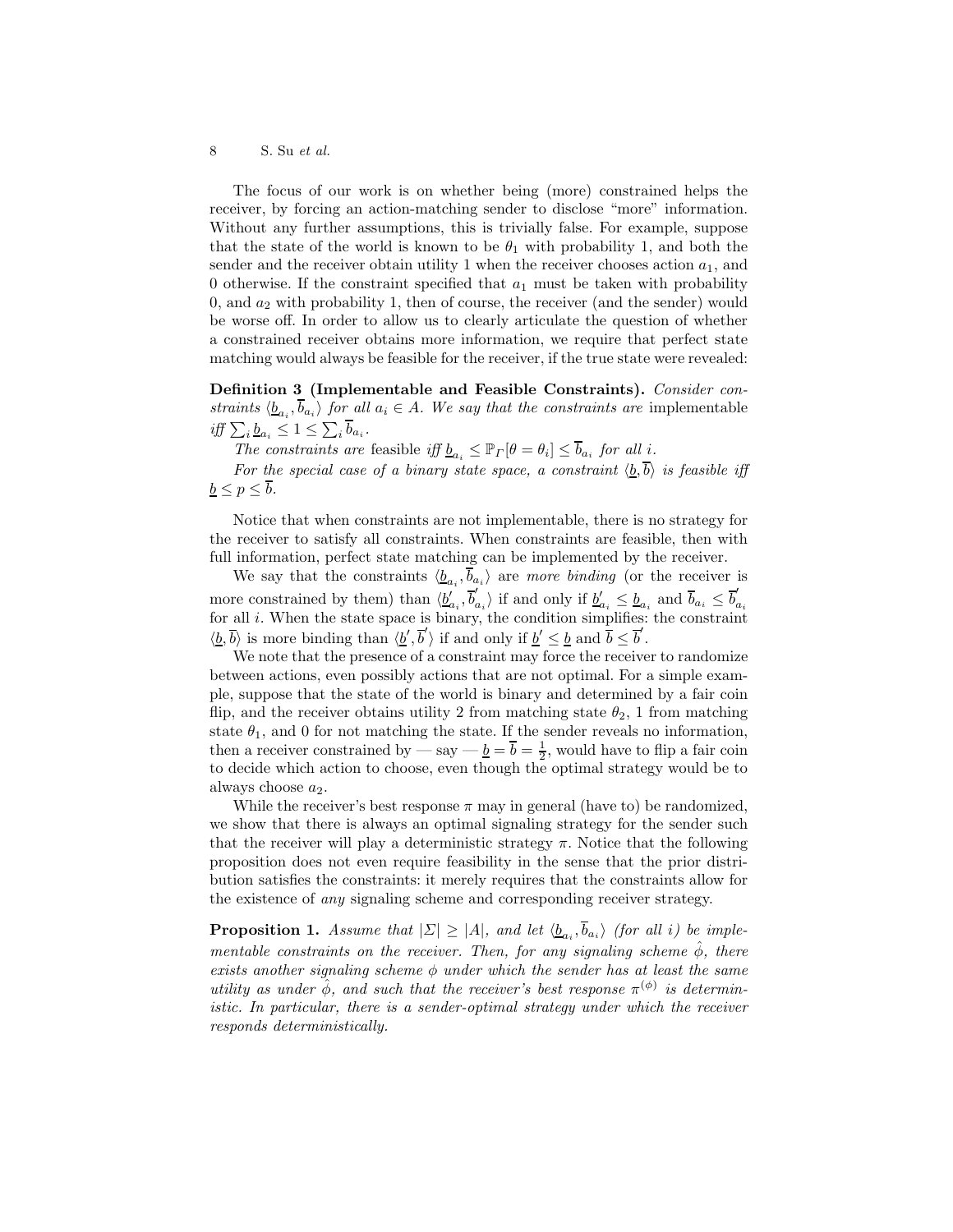The focus of our work is on whether being (more) constrained helps the receiver, by forcing an action-matching sender to disclose "more" information. Without any further assumptions, this is trivially false. For example, suppose that the state of the world is known to be $\theta_1$ with probability 1, and both the sender and the receiver obtain utility 1 when the receiver chooses action $a_1$, and 0 otherwise. If the constraint specified that $a_1$ must be taken with probability 0, and $a_2$ with probability 1, then of course, the receiver (and the sender) would be worse off. In order to allow us to clearly articulate the question of whether a constrained receiver obtains more information, we require that perfect state matching would always be feasible for the receiver, if the true state were revealed:

**Definition 3 (Implementable and Feasible Constraints).** *Consider constraints $\langle \underline{b}_{a_i}, \overline{b}_{a_i} \rangle$ for all $a_i \in A$. We say that the constraints are* implementable *iff $\sum_i \underline{b}_{a_i} \leq 1 \leq \sum_i \overline{b}_{a_i}$.*

*The constraints are* feasible *iff $\underline{b}_{a_i} \leq \mathbb{P}_\Gamma[\theta = \theta_i] \leq \overline{b}_{a_i}$ for all $i$.*

*For the special case of a binary state space, a constraint $\langle \underline{b}, \overline{b} \rangle$ is feasible iff $\underline{b} \leq p \leq \overline{b}$.*

Notice that when constraints are not implementable, there is no strategy for the receiver to satisfy all constraints. When constraints are feasible, then with full information, perfect state matching can be implemented by the receiver.

We say that the constraints $\langle \underline{b}_{a_i}, \overline{b}_{a_i} \rangle$ are *more binding* (or the receiver is more constrained by them) than $\langle \underline{b}'_{a_i}, \overline{b}'_{a_i} \rangle$ if and only if $\underline{b}'_{a_i} \leq \underline{b}_{a_i}$ and $\overline{b}_{a_i} \leq \overline{b}'_{a_i}$ for all $i$. When the state space is binary, the condition simplifies: the constraint $\langle \underline{b}, \overline{b} \rangle$ is more binding than $\langle \underline{b}', \overline{b}' \rangle$ if and only if $\underline{b}' \leq \underline{b}$ and $\overline{b} \leq \overline{b}'$.

We note that the presence of a constraint may force the receiver to randomize between actions, even possibly actions that are not optimal. For a simple example, suppose that the state of the world is binary and determined by a fair coin flip, and the receiver obtains utility 2 from matching state $\theta_2$, 1 from matching state $\theta_1$, and 0 for not matching the state. If the sender reveals no information, then a receiver constrained by — say — $\underline{b} = \overline{b} = \frac{1}{2}$, would have to flip a fair coin to decide which action to choose, even though the optimal strategy would be to always choose $a_2$.

While the receiver's best response $\pi$ may in general (have to) be randomized, we show that there is always an optimal signaling strategy for the sender such that the receiver will play a deterministic strategy $\pi$. Notice that the following proposition does not even require feasibility in the sense that the prior distribution satisfies the constraints: it merely requires that the constraints allow for the existence of *any* signaling scheme and corresponding receiver strategy.

**Proposition 1.** *Assume that $|\Sigma| \geq |A|$, and let $\langle \underline{b}_{a_i}, \overline{b}_{a_i} \rangle$ (for all $i$) be implementable constraints on the receiver. Then, for any signaling scheme $\hat{\phi}$, there exists another signaling scheme $\phi$ under which the sender has at least the same utility as under $\hat{\phi}$, and such that the receiver's best response $\pi^{(\phi)}$ is deterministic. In particular, there is a sender-optimal strategy under which the receiver responds deterministically.*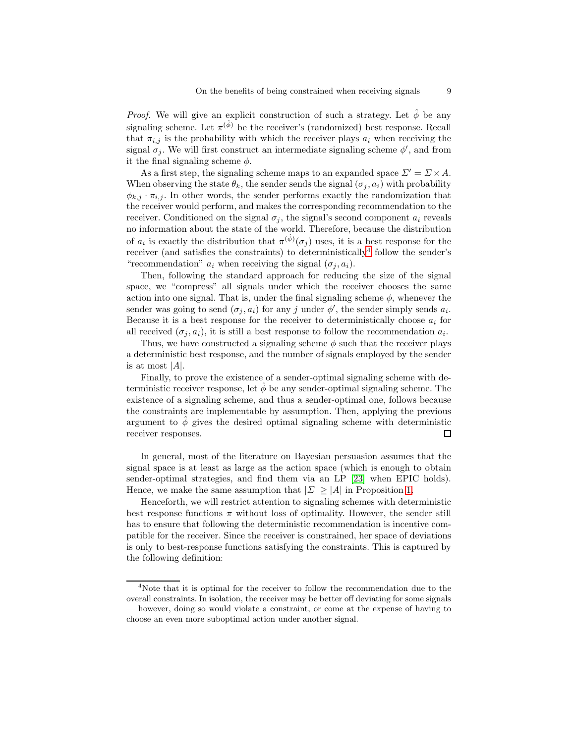*Proof.* We will give an explicit construction of such a strategy. Let $\hat{\phi}$ be any signaling scheme. Let $\pi^{(\hat{\phi})}$ be the receiver's (randomized) best response. Recall that $\pi_{i,j}$ is the probability with which the receiver plays $a_i$ when receiving the signal $\sigma_j$. We will first construct an intermediate signaling scheme $\phi'$, and from it the final signaling scheme $\phi$.

As a first step, the signaling scheme maps to an expanded space $\Sigma' = \Sigma \times A$. When observing the state $\theta_k$, the sender sends the signal $(\sigma_j, a_i)$ with probability $\phi_{k,j} \cdot \pi_{i,j}$. In other words, the sender performs exactly the randomization that the receiver would perform, and makes the corresponding recommendation to the receiver. Conditioned on the signal $\sigma_j$, the signal's second component $a_i$ reveals no information about the state of the world. Therefore, because the distribution of $a_i$ is exactly the distribution that $\pi^{(\hat{\phi})}(\sigma_j)$ uses, it is a best response for the receiver (and satisfies the constraints) to deterministically[4] follow the sender's "recommendation" $a_i$ when receiving the signal $(\sigma_j, a_i)$.

Then, following the standard approach for reducing the size of the signal space, we "compress" all signals under which the receiver chooses the same action into one signal. That is, under the final signaling scheme $\phi$, whenever the sender was going to send $(\sigma_j, a_i)$ for any $j$ under $\phi'$, the sender simply sends $a_i$. Because it is a best response for the receiver to deterministically choose $a_i$ for all received $(\sigma_j, a_i)$, it is still a best response to follow the recommendation $a_i$.

Thus, we have constructed a signaling scheme $\phi$ such that the receiver plays a deterministic best response, and the number of signals employed by the sender is at most $|A|$.

Finally, to prove the existence of a sender-optimal signaling scheme with deterministic receiver response, let $\hat{\phi}$ be any sender-optimal signaling scheme. The existence of a signaling scheme, and thus a sender-optimal one, follows because the constraints are implementable by assumption. Then, applying the previous argument to $\hat{\phi}$ gives the desired optimal signaling scheme with deterministic receiver responses. □

In general, most of the literature on Bayesian persuasion assumes that the signal space is at least as large as the action space (which is enough to obtain sender-optimal strategies, and find them via an LP [23] when EPIC holds). Hence, we make the same assumption that $|\Sigma| \geq |A|$ in Proposition 1.

Henceforth, we will restrict attention to signaling schemes with deterministic best response functions $\pi$ without loss of optimality. However, the sender still has to ensure that following the deterministic recommendation is incentive compatible for the receiver. Since the receiver is constrained, her space of deviations is only to best-response functions satisfying the constraints. This is captured by the following definition:

---

[4] Note that it is optimal for the receiver to follow the recommendation due to the overall constraints. In isolation, the receiver may be better off deviating for some signals — however, doing so would violate a constraint, or come at the expense of having to choose an even more suboptimal action under another signal.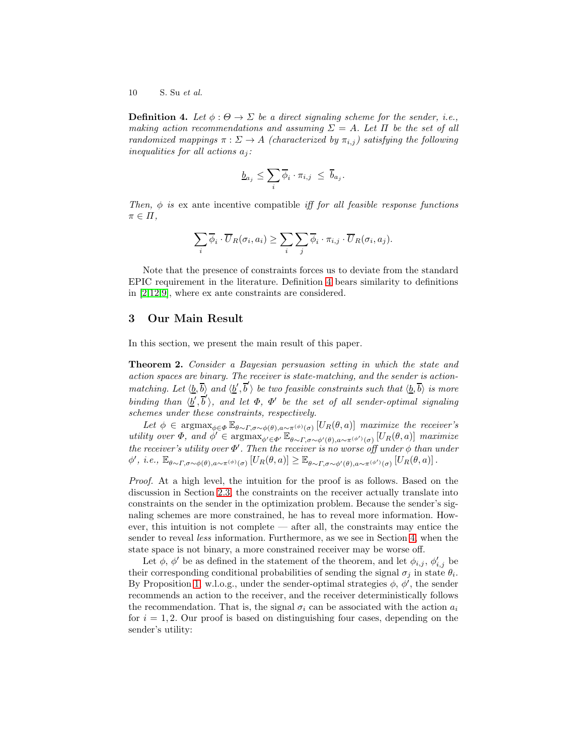**Definition 4.** *Let $\phi : \Theta \to \Sigma$ be a direct signaling scheme for the sender, i.e., making action recommendations and assuming $\Sigma = A$. Let $\Pi$ be the set of all randomized mappings $\pi : \Sigma \to A$ (characterized by $\pi_{i,j}$) satisfying the following inequalities for all actions $a_j$:*

$$\underline{b}_{a_j} \le \sum_i \overline{\phi}_i \cdot \pi_{i,j} \ \le \ \overline{b}_{a_j}.$$

*Then, $\phi$ is* ex ante incentive compatible *iff for all feasible response functions $\pi \in \Pi$,*

$$\sum_i \overline{\phi}_i \cdot \overline{U}_R(\sigma_i, a_i) \ge \sum_i \sum_j \overline{\phi}_i \cdot \pi_{i,j} \cdot \overline{U}_R(\sigma_i, a_j).$$

Note that the presence of constraints forces us to deviate from the standard EPIC requirement in the literature. Definition 4 bears similarity to definitions in [2,12,9], where ex ante constraints are considered.

## 3 Our Main Result

In this section, we present the main result of this paper.

**Theorem 2.** *Consider a Bayesian persuasion setting in which the state and action spaces are binary. The receiver is state-matching, and the sender is action-matching. Let $\langle \underline{b}, \overline{b} \rangle$ and $\langle \underline{b}', \overline{b}' \rangle$ be two feasible constraints such that $\langle \underline{b}, \overline{b} \rangle$ is more binding than $\langle \underline{b}', \overline{b}' \rangle$, and let $\Phi$, $\Phi'$ be the set of all sender-optimal signaling schemes under these constraints, respectively.*

*Let $\phi \in \operatorname{argmax}_{\phi \in \Phi} \mathbb{E}_{\theta \sim \Gamma, \sigma \sim \phi(\theta), a \sim \pi^{(\phi)}(\sigma)} [U_R(\theta, a)]$ maximize the receiver's utility over $\Phi$, and $\phi' \in \operatorname{argmax}_{\phi' \in \Phi'} \mathbb{E}_{\theta \sim \Gamma, \sigma \sim \phi'(\theta), a \sim \pi^{(\phi')}(\sigma)} [U_R(\theta, a)]$ maximize the receiver's utility over $\Phi'$. Then the receiver is no worse off under $\phi$ than under $\phi'$, i.e., $\mathbb{E}_{\theta \sim \Gamma, \sigma \sim \phi(\theta), a \sim \pi^{(\phi)}(\sigma)} [U_R(\theta, a)] \ge \mathbb{E}_{\theta \sim \Gamma, \sigma \sim \phi'(\theta), a \sim \pi^{(\phi')}(\sigma)} [U_R(\theta, a)]$.*

*Proof.* At a high level, the intuition for the proof is as follows. Based on the discussion in Section 2.3, the constraints on the receiver actually translate into constraints on the sender in the optimization problem. Because the sender's signaling schemes are more constrained, he has to reveal more information. However, this intuition is not complete — after all, the constraints may entice the sender to reveal *less* information. Furthermore, as we see in Section 4, when the state space is not binary, a more constrained receiver may be worse off.

Let $\phi$, $\phi'$ be as defined in the statement of the theorem, and let $\phi_{i,j}$, $\phi'_{i,j}$ be their corresponding conditional probabilities of sending the signal $\sigma_j$ in state $\theta_i$. By Proposition 1, w.l.o.g., under the sender-optimal strategies $\phi$, $\phi'$, the sender recommends an action to the receiver, and the receiver deterministically follows the recommendation. That is, the signal $\sigma_i$ can be associated with the action $a_i$ for $i = 1, 2$. Our proof is based on distinguishing four cases, depending on the sender's utility: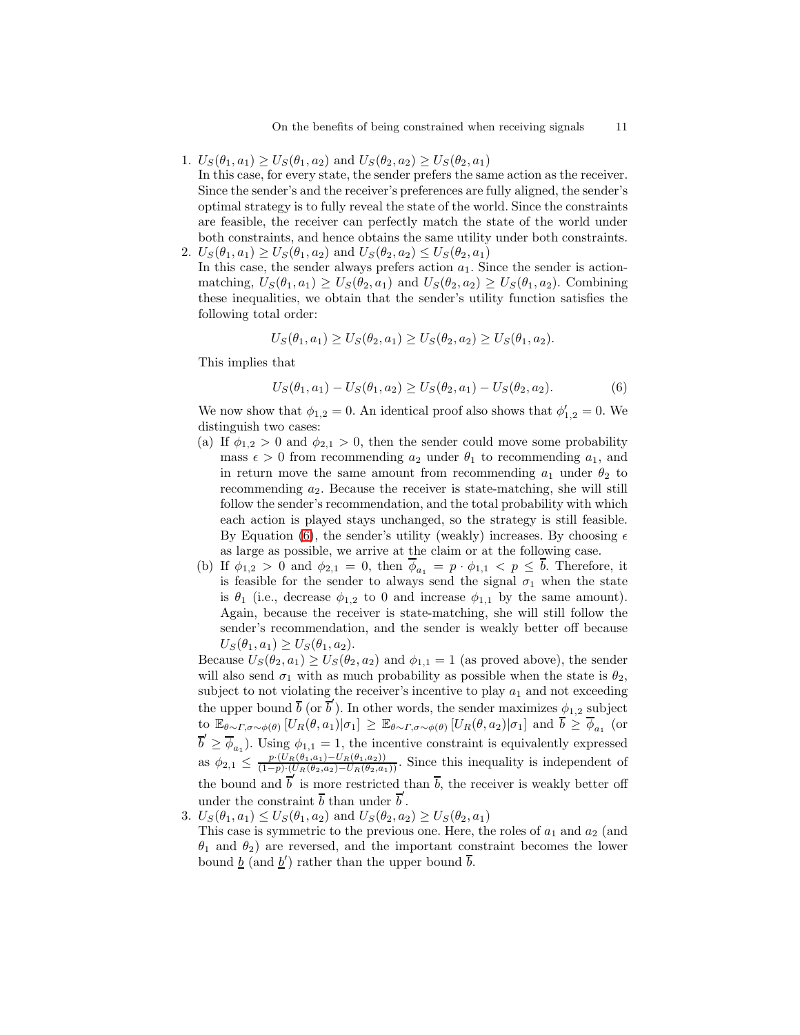1. $U_S(\theta_1, a_1) \geq U_S(\theta_1, a_2)$ and $U_S(\theta_2, a_2) \geq U_S(\theta_2, a_1)$
   In this case, for every state, the sender prefers the same action as the receiver. Since the sender's and the receiver's preferences are fully aligned, the sender's optimal strategy is to fully reveal the state of the world. Since the constraints are feasible, the receiver can perfectly match the state of the world under both constraints, and hence obtains the same utility under both constraints.
2. $U_S(\theta_1, a_1) \geq U_S(\theta_1, a_2)$ and $U_S(\theta_2, a_2) \leq U_S(\theta_2, a_1)$
   In this case, the sender always prefers action $a_1$. Since the sender is action-matching, $U_S(\theta_1, a_1) \geq U_S(\theta_2, a_1)$ and $U_S(\theta_2, a_2) \geq U_S(\theta_1, a_2)$. Combining these inequalities, we obtain that the sender's utility function satisfies the following total order:
   $$U_S(\theta_1, a_1) \geq U_S(\theta_2, a_1) \geq U_S(\theta_2, a_2) \geq U_S(\theta_1, a_2).$$
   This implies that
   $$U_S(\theta_1, a_1) - U_S(\theta_1, a_2) \geq U_S(\theta_2, a_1) - U_S(\theta_2, a_2). \tag{6}$$
   We now show that $\phi_{1,2} = 0$. An identical proof also shows that $\phi'_{1,2} = 0$. We distinguish two cases:
   (a) If $\phi_{1,2} > 0$ and $\phi_{2,1} > 0$, then the sender could move some probability mass $\epsilon > 0$ from recommending $a_2$ under $\theta_1$ to recommending $a_1$, and in return move the same amount from recommending $a_1$ under $\theta_2$ to recommending $a_2$. Because the receiver is state-matching, she will still follow the sender's recommendation, and the total probability with which each action is played stays unchanged, so the strategy is still feasible. By Equation (6), the sender's utility (weakly) increases. By choosing $\epsilon$ as large as possible, we arrive at the claim or at the following case.
   (b) If $\phi_{1,2} > 0$ and $\phi_{2,1} = 0$, then $\overline{\phi}_{a_1} = p \cdot \phi_{1,1} < p \leq \overline{b}$. Therefore, it is feasible for the sender to always send the signal $\sigma_1$ when the state is $\theta_1$ (i.e., decrease $\phi_{1,2}$ to 0 and increase $\phi_{1,1}$ by the same amount). Again, because the receiver is state-matching, she will still follow the sender's recommendation, and the sender is weakly better off because $U_S(\theta_1, a_1) \geq U_S(\theta_1, a_2)$.

   Because $U_S(\theta_2, a_1) \geq U_S(\theta_2, a_2)$ and $\phi_{1,1} = 1$ (as proved above), the sender will also send $\sigma_1$ with as much probability as possible when the state is $\theta_2$, subject to not violating the receiver's incentive to play $a_1$ and not exceeding the upper bound $\overline{b}$ (or $\overline{b}'$). In other words, the sender maximizes $\phi_{1,2}$ subject to $\mathbb{E}_{\theta \sim \Gamma, \sigma \sim \phi(\theta)} [U_R(\theta, a_1) | \sigma_1] \geq \mathbb{E}_{\theta \sim \Gamma, \sigma \sim \phi(\theta)} [U_R(\theta, a_2) | \sigma_1]$ and $\overline{b} \geq \overline{\phi}_{a_1}$ (or $\overline{b}' \geq \overline{\phi}_{a_1}$). Using $\phi_{1,1} = 1$, the incentive constraint is equivalently expressed as $\phi_{2,1} \leq \frac{p \cdot (U_R(\theta_1, a_1) - U_R(\theta_1, a_2))}{(1-p) \cdot (U_R(\theta_2, a_2) - U_R(\theta_2, a_1))}$. Since this inequality is independent of the bound and $\overline{b}'$ is more restricted than $\overline{b}$, the receiver is weakly better off under the constraint $\overline{b}$ than under $\overline{b}'$.
3. $U_S(\theta_1, a_1) \leq U_S(\theta_1, a_2)$ and $U_S(\theta_2, a_2) \geq U_S(\theta_2, a_1)$
   This case is symmetric to the previous one. Here, the roles of $a_1$ and $a_2$ (and $\theta_1$ and $\theta_2$) are reversed, and the important constraint becomes the lower bound $\underline{b}$ (and $\underline{b}'$) rather than the upper bound $\overline{b}$.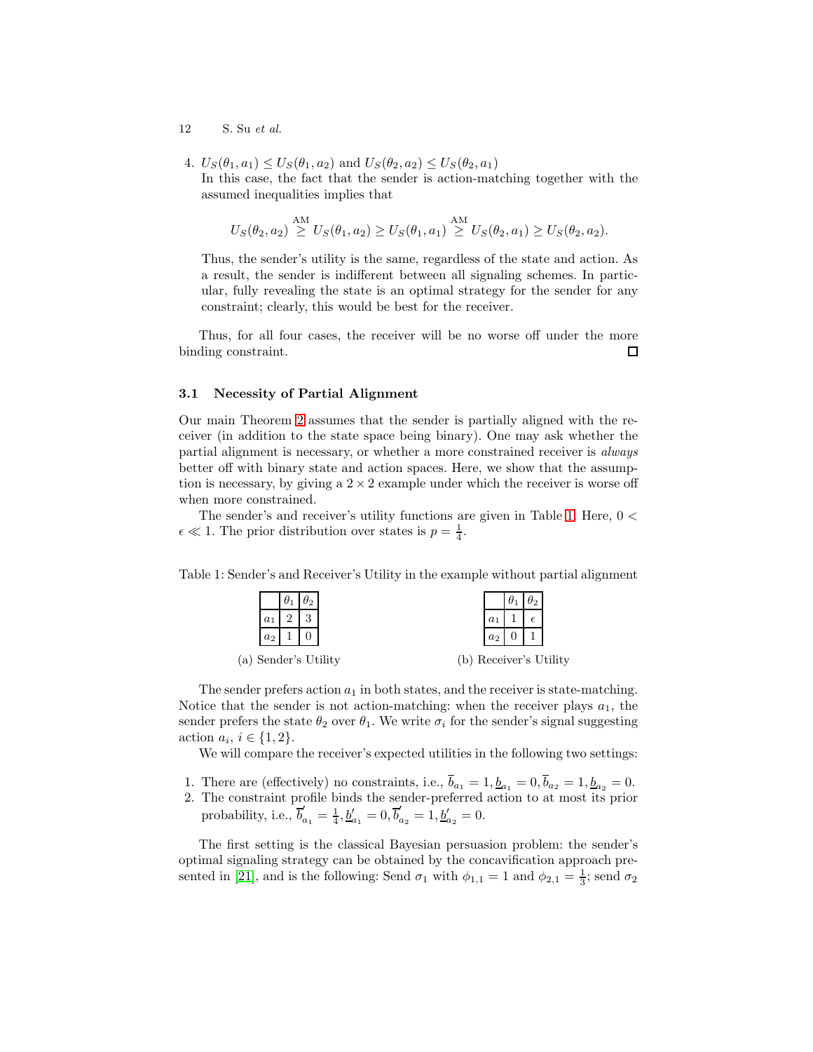4. $U_S(\theta_1, a_1) \le U_S(\theta_1, a_2)$ and $U_S(\theta_2, a_2) \le U_S(\theta_2, a_1)$
   In this case, the fact that the sender is action-matching together with the assumed inequalities implies that

$$U_S(\theta_2, a_2) \overset{\text{AM}}{\ge} U_S(\theta_1, a_2) \ge U_S(\theta_1, a_1) \overset{\text{AM}}{\ge} U_S(\theta_2, a_1) \ge U_S(\theta_2, a_2).$$

   Thus, the sender's utility is the same, regardless of the state and action. As a result, the sender is indifferent between all signaling schemes. In particular, fully revealing the state is an optimal strategy for the sender for any constraint; clearly, this would be best for the receiver.

Thus, for all four cases, the receiver will be no worse off under the more binding constraint. □

### 3.1 Necessity of Partial Alignment

Our main Theorem 2 assumes that the sender is partially aligned with the receiver (in addition to the state space being binary). One may ask whether the partial alignment is necessary, or whether a more constrained receiver is *always* better off with binary state and action spaces. Here, we show that the assumption is necessary, by giving a $2 \times 2$ example under which the receiver is worse off when more constrained.

The sender's and receiver's utility functions are given in Table 1. Here, $0 < \epsilon \ll 1$. The prior distribution over states is $p = \frac{1}{4}$.

Table 1: Sender's and Receiver's Utility in the example without partial alignment

|  | $\theta_1$ | $\theta_2$ |
|---|---|---|
| $a_1$ | 2 | 3 |
| $a_2$ | 1 | 0 |

(a) Sender's Utility

|  | $\theta_1$ | $\theta_2$ |
|---|---|---|
| $a_1$ | 1 | $\epsilon$ |
| $a_2$ | 0 | 1 |

(b) Receiver's Utility

The sender prefers action $a_1$ in both states, and the receiver is state-matching. Notice that the sender is not action-matching: when the receiver plays $a_1$, the sender prefers the state $\theta_2$ over $\theta_1$. We write $\sigma_i$ for the sender's signal suggesting action $a_i$, $i \in \{1, 2\}$.

We will compare the receiver's expected utilities in the following two settings:

1. There are (effectively) no constraints, i.e., $\overline{b}_{a_1} = 1, \underline{b}_{a_1} = 0, \overline{b}_{a_2} = 1, \underline{b}_{a_2} = 0$.
2. The constraint profile binds the sender-preferred action to at most its prior probability, i.e., $\overline{b}'_{a_1} = \frac{1}{4}, \underline{b}'_{a_1} = 0, \overline{b}'_{a_2} = 1, \underline{b}'_{a_2} = 0$.

The first setting is the classical Bayesian persuasion problem: the sender's optimal signaling strategy can be obtained by the concavification approach presented in [21], and is the following: Send $\sigma_1$ with $\phi_{1,1} = 1$ and $\phi_{2,1} = \frac{1}{3}$; send $\sigma_2$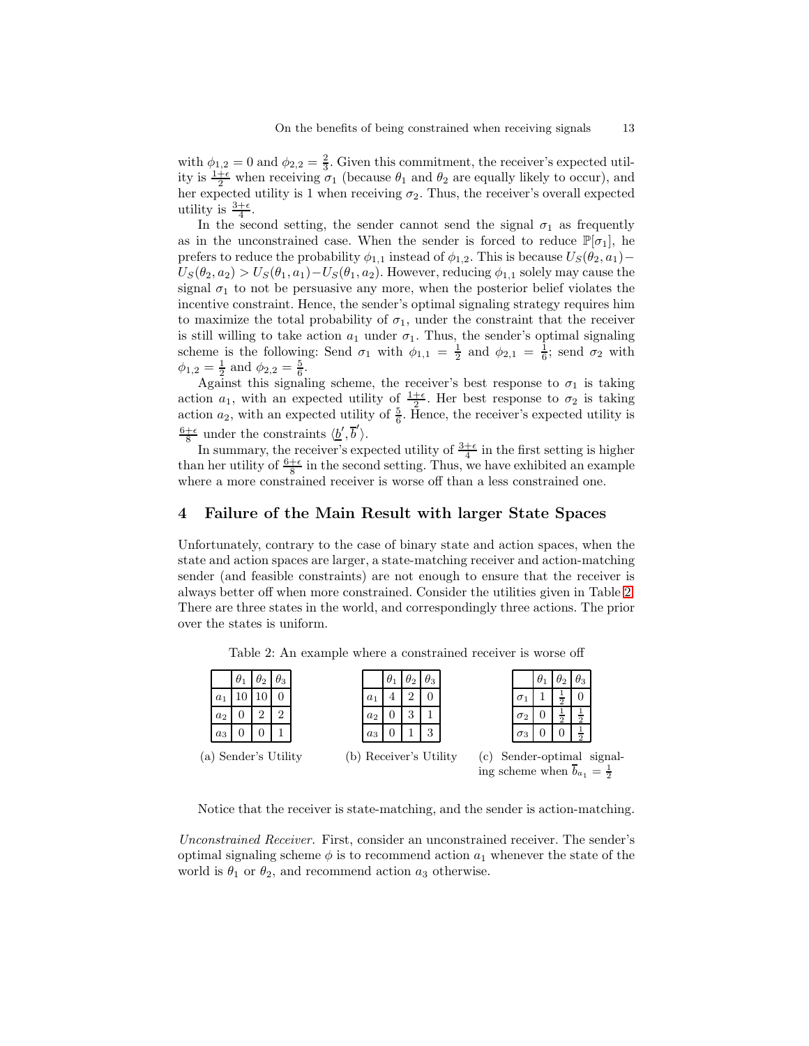with $\phi_{1,2} = 0$ and $\phi_{2,2} = \frac{2}{3}$. Given this commitment, the receiver's expected utility is $\frac{1+\epsilon}{2}$ when receiving $\sigma_1$ (because $\theta_1$ and $\theta_2$ are equally likely to occur), and her expected utility is 1 when receiving $\sigma_2$. Thus, the receiver's overall expected utility is $\frac{3+\epsilon}{4}$.

In the second setting, the sender cannot send the signal $\sigma_1$ as frequently as in the unconstrained case. When the sender is forced to reduce $\mathbb{P}[\sigma_1]$, he prefers to reduce the probability $\phi_{1,1}$ instead of $\phi_{1,2}$. This is because $U_S(\theta_2, a_1) - U_S(\theta_2, a_2) > U_S(\theta_1, a_1) - U_S(\theta_1, a_2)$. However, reducing $\phi_{1,1}$ solely may cause the signal $\sigma_1$ to not be persuasive any more, when the posterior belief violates the incentive constraint. Hence, the sender's optimal signaling strategy requires him to maximize the total probability of $\sigma_1$, under the constraint that the receiver is still willing to take action $a_1$ under $\sigma_1$. Thus, the sender's optimal signaling scheme is the following: Send $\sigma_1$ with $\phi_{1,1} = \frac{1}{2}$ and $\phi_{2,1} = \frac{1}{6}$; send $\sigma_2$ with $\phi_{1,2} = \frac{1}{2}$ and $\phi_{2,2} = \frac{5}{6}$.

Against this signaling scheme, the receiver's best response to $\sigma_1$ is taking action $a_1$, with an expected utility of $\frac{1+\epsilon}{2}$. Her best response to $\sigma_2$ is taking action $a_2$, with an expected utility of $\frac{5}{6}$. Hence, the receiver's expected utility is $\frac{6+\epsilon}{8}$ under the constraints $\langle \underline{b}', \overline{b}' \rangle$.

In summary, the receiver's expected utility of $\frac{3+\epsilon}{4}$ in the first setting is higher than her utility of $\frac{6+\epsilon}{8}$ in the second setting. Thus, we have exhibited an example where a more constrained receiver is worse off than a less constrained one.

# 4 Failure of the Main Result with larger State Spaces

Unfortunately, contrary to the case of binary state and action spaces, when the state and action spaces are larger, a state-matching receiver and action-matching sender (and feasible constraints) are not enough to ensure that the receiver is always better off when more constrained. Consider the utilities given in Table 2. There are three states in the world, and correspondingly three actions. The prior over the states is uniform.

Table 2: An example where a constrained receiver is worse off

|  | $\theta_1$ | $\theta_2$ | $\theta_3$ |
|---|---|---|---|
| $a_1$ | 10 | 10 | 0 |
| $a_2$ | 0 | 2 | 2 |
| $a_3$ | 0 | 0 | 1 |

(a) Sender's Utility

|  | $\theta_1$ | $\theta_2$ | $\theta_3$ |
|---|---|---|---|
| $a_1$ | 4 | 2 | 0 |
| $a_2$ | 0 | 3 | 1 |
| $a_3$ | 0 | 1 | 3 |

(b) Receiver's Utility

|  | $\theta_1$ | $\theta_2$ | $\theta_3$ |
|---|---|---|---|
| $\sigma_1$ | 1 | $\frac{1}{2}$ | 0 |
| $\sigma_2$ | 0 | $\frac{1}{2}$ | $\frac{1}{2}$ |
| $\sigma_3$ | 0 | 0 | $\frac{1}{2}$ |

(c) Sender-optimal signaling scheme when $\overline{b}_{a_1} = \frac{1}{2}$

Notice that the receiver is state-matching, and the sender is action-matching.

*Unconstrained Receiver.* First, consider an unconstrained receiver. The sender's optimal signaling scheme $\phi$ is to recommend action $a_1$ whenever the state of the world is $\theta_1$ or $\theta_2$, and recommend action $a_3$ otherwise.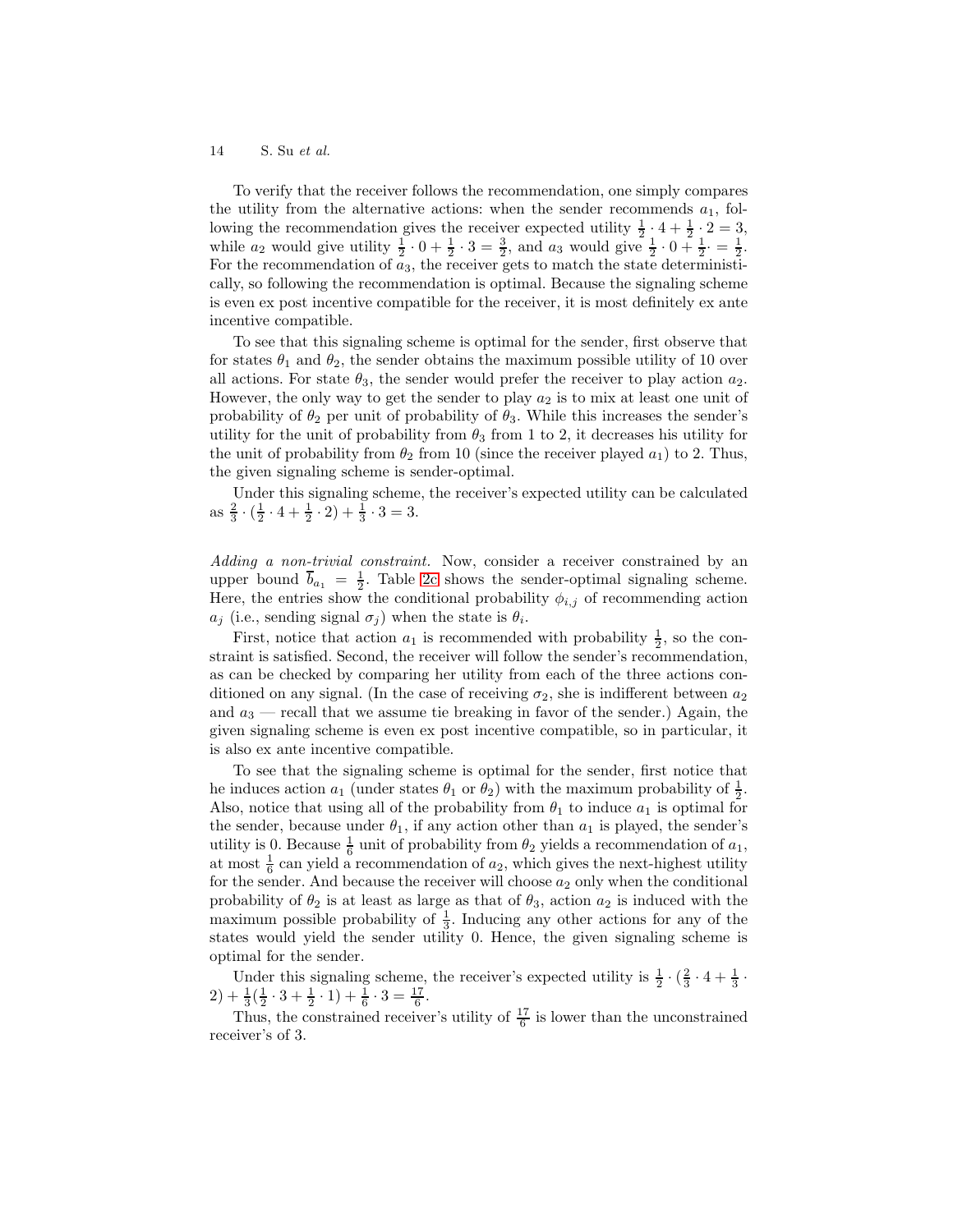To verify that the receiver follows the recommendation, one simply compares the utility from the alternative actions: when the sender recommends $a_1$, following the recommendation gives the receiver expected utility $\frac{1}{2} \cdot 4 + \frac{1}{2} \cdot 2 = 3$, while $a_2$ would give utility $\frac{1}{2} \cdot 0 + \frac{1}{2} \cdot 3 = \frac{3}{2}$, and $a_3$ would give $\frac{1}{2} \cdot 0 + \frac{1}{2} \cdot = \frac{1}{2}$. For the recommendation of $a_3$, the receiver gets to match the state deterministically, so following the recommendation is optimal. Because the signaling scheme is even ex post incentive compatible for the receiver, it is most definitely ex ante incentive compatible.

To see that this signaling scheme is optimal for the sender, first observe that for states $\theta_1$ and $\theta_2$, the sender obtains the maximum possible utility of 10 over all actions. For state $\theta_3$, the sender would prefer the receiver to play action $a_2$. However, the only way to get the sender to play $a_2$ is to mix at least one unit of probability of $\theta_2$ per unit of probability of $\theta_3$. While this increases the sender's utility for the unit of probability from $\theta_3$ from 1 to 2, it decreases his utility for the unit of probability from $\theta_2$ from 10 (since the receiver played $a_1$) to 2. Thus, the given signaling scheme is sender-optimal.

Under this signaling scheme, the receiver's expected utility can be calculated as $\frac{2}{3} \cdot (\frac{1}{2} \cdot 4 + \frac{1}{2} \cdot 2) + \frac{1}{3} \cdot 3 = 3$.

*Adding a non-trivial constraint.* Now, consider a receiver constrained by an upper bound $\overline{b}_{a_1} = \frac{1}{2}$. Table 2c shows the sender-optimal signaling scheme. Here, the entries show the conditional probability $\phi_{i,j}$ of recommending action $a_j$ (i.e., sending signal $\sigma_j$) when the state is $\theta_i$.

First, notice that action $a_1$ is recommended with probability $\frac{1}{2}$, so the constraint is satisfied. Second, the receiver will follow the sender's recommendation, as can be checked by comparing her utility from each of the three actions conditioned on any signal. (In the case of receiving $\sigma_2$, she is indifferent between $a_2$ and $a_3$ — recall that we assume tie breaking in favor of the sender.) Again, the given signaling scheme is even ex post incentive compatible, so in particular, it is also ex ante incentive compatible.

To see that the signaling scheme is optimal for the sender, first notice that he induces action $a_1$ (under states $\theta_1$ or $\theta_2$) with the maximum probability of $\frac{1}{2}$. Also, notice that using all of the probability from $\theta_1$ to induce $a_1$ is optimal for the sender, because under $\theta_1$, if any action other than $a_1$ is played, the sender's utility is 0. Because $\frac{1}{6}$ unit of probability from $\theta_2$ yields a recommendation of $a_1$, at most $\frac{1}{6}$ can yield a recommendation of $a_2$, which gives the next-highest utility for the sender. And because the receiver will choose $a_2$ only when the conditional probability of $\theta_2$ is at least as large as that of $\theta_3$, action $a_2$ is induced with the maximum possible probability of $\frac{1}{3}$. Inducing any other actions for any of the states would yield the sender utility 0. Hence, the given signaling scheme is optimal for the sender.

Under this signaling scheme, the receiver's expected utility is $\frac{1}{2} \cdot (\frac{2}{3} \cdot 4 + \frac{1}{3} \cdot 2) + \frac{1}{3}(\frac{1}{2} \cdot 3 + \frac{1}{2} \cdot 1) + \frac{1}{6} \cdot 3 = \frac{17}{6}$.

Thus, the constrained receiver's utility of $\frac{17}{6}$ is lower than the unconstrained receiver's of 3.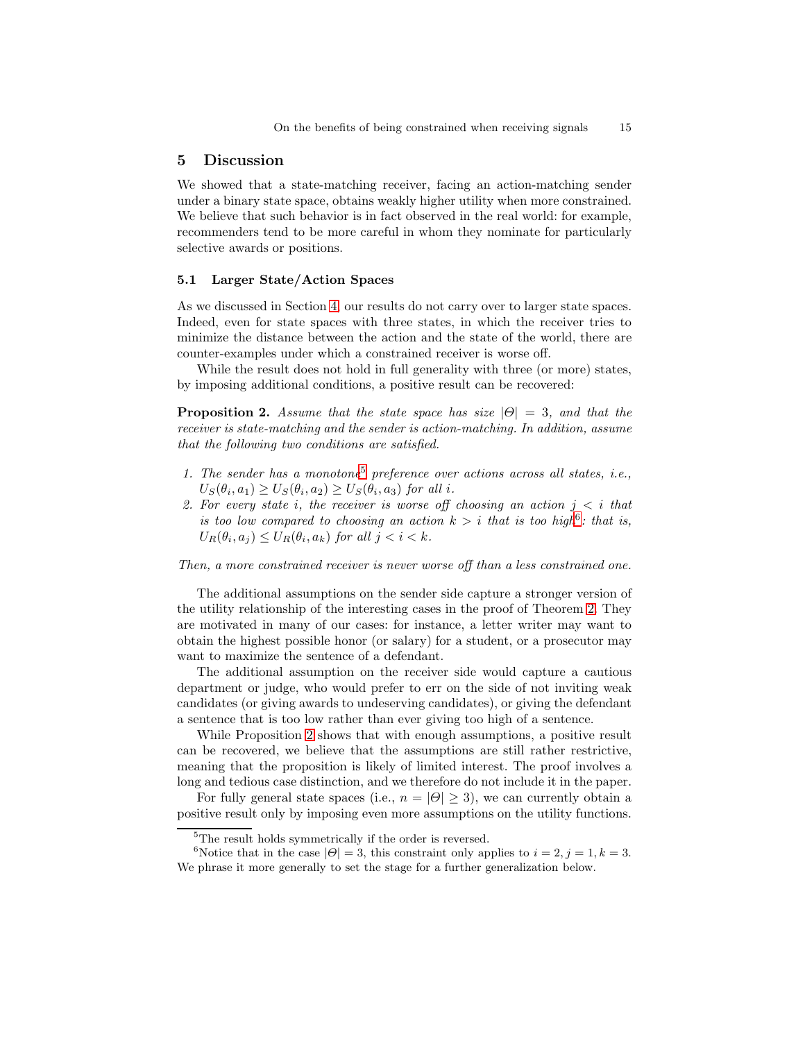## 5 Discussion

We showed that a state-matching receiver, facing an action-matching sender under a binary state space, obtains weakly higher utility when more constrained. We believe that such behavior is in fact observed in the real world: for example, recommenders tend to be more careful in whom they nominate for particularly selective awards or positions.

### 5.1 Larger State/Action Spaces

As we discussed in Section 4, our results do not carry over to larger state spaces. Indeed, even for state spaces with three states, in which the receiver tries to minimize the distance between the action and the state of the world, there are counter-examples under which a constrained receiver is worse off.

While the result does not hold in full generality with three (or more) states, by imposing additional conditions, a positive result can be recovered:

**Proposition 2.** *Assume that the state space has size $|\Theta| = 3$, and that the receiver is state-matching and the sender is action-matching. In addition, assume that the following two conditions are satisfied.*

1. *The sender has a monotone[5] preference over actions across all states, i.e., $U_S(\theta_i, a_1) \geq U_S(\theta_i, a_2) \geq U_S(\theta_i, a_3)$ for all $i$.*
2. *For every state $i$, the receiver is worse off choosing an action $j < i$ that is too low compared to choosing an action $k > i$ that is too high[6]: that is, $U_R(\theta_i, a_j) \leq U_R(\theta_i, a_k)$ for all $j < i < k$.*

*Then, a more constrained receiver is never worse off than a less constrained one.*

The additional assumptions on the sender side capture a stronger version of the utility relationship of the interesting cases in the proof of Theorem 2. They are motivated in many of our cases: for instance, a letter writer may want to obtain the highest possible honor (or salary) for a student, or a prosecutor may want to maximize the sentence of a defendant.

The additional assumption on the receiver side would capture a cautious department or judge, who would prefer to err on the side of not inviting weak candidates (or giving awards to undeserving candidates), or giving the defendant a sentence that is too low rather than ever giving too high of a sentence.

While Proposition 2 shows that with enough assumptions, a positive result can be recovered, we believe that the assumptions are still rather restrictive, meaning that the proposition is likely of limited interest. The proof involves a long and tedious case distinction, and we therefore do not include it in the paper.

For fully general state spaces (i.e., $n = |\Theta| \geq 3$), we can currently obtain a positive result only by imposing even more assumptions on the utility functions.

---

[5] The result holds symmetrically if the order is reversed.

[6] Notice that in the case $|\Theta| = 3$, this constraint only applies to $i = 2, j = 1, k = 3$. We phrase it more generally to set the stage for a further generalization below.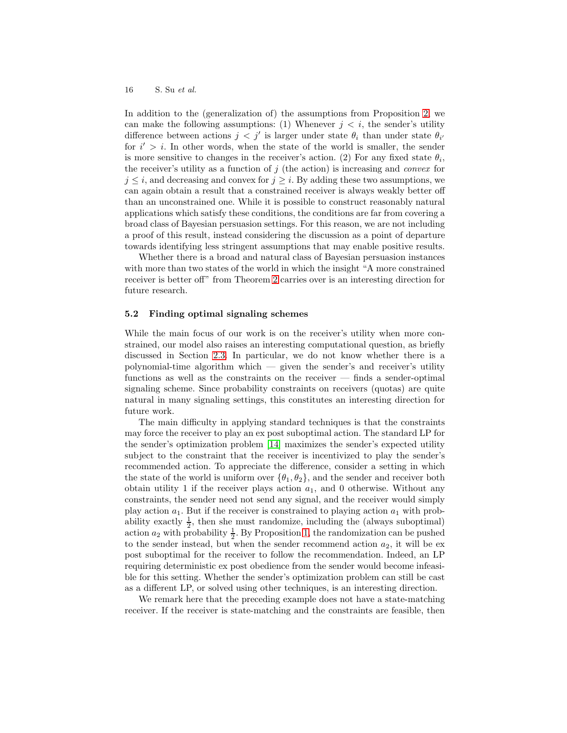In addition to the (generalization of) the assumptions from Proposition 2, we can make the following assumptions: (1) Whenever $j < i$, the sender's utility difference between actions $j < j'$ is larger under state $\theta_i$ than under state $\theta_{i'}$ for $i' > i$. In other words, when the state of the world is smaller, the sender is more sensitive to changes in the receiver's action. (2) For any fixed state $\theta_i$, the receiver's utility as a function of $j$ (the action) is increasing and *convex* for $j \leq i$, and decreasing and convex for $j \geq i$. By adding these two assumptions, we can again obtain a result that a constrained receiver is always weakly better off than an unconstrained one. While it is possible to construct reasonably natural applications which satisfy these conditions, the conditions are far from covering a broad class of Bayesian persuasion settings. For this reason, we are not including a proof of this result, instead considering the discussion as a point of departure towards identifying less stringent assumptions that may enable positive results.

Whether there is a broad and natural class of Bayesian persuasion instances with more than two states of the world in which the insight "A more constrained receiver is better off" from Theorem 2 carries over is an interesting direction for future research.

### 5.2 Finding optimal signaling schemes

While the main focus of our work is on the receiver's utility when more constrained, our model also raises an interesting computational question, as briefly discussed in Section 2.3. In particular, we do not know whether there is a polynomial-time algorithm which — given the sender's and receiver's utility functions as well as the constraints on the receiver — finds a sender-optimal signaling scheme. Since probability constraints on receivers (quotas) are quite natural in many signaling settings, this constitutes an interesting direction for future work.

The main difficulty in applying standard techniques is that the constraints may force the receiver to play an ex post suboptimal action. The standard LP for the sender's optimization problem [14] maximizes the sender's expected utility subject to the constraint that the receiver is incentivized to play the sender's recommended action. To appreciate the difference, consider a setting in which the state of the world is uniform over $\{\theta_1, \theta_2\}$, and the sender and receiver both obtain utility 1 if the receiver plays action $a_1$, and 0 otherwise. Without any constraints, the sender need not send any signal, and the receiver would simply play action $a_1$. But if the receiver is constrained to playing action $a_1$ with probability exactly $\frac{1}{2}$, then she must randomize, including the (always suboptimal) action $a_2$ with probability $\frac{1}{2}$. By Proposition 1, the randomization can be pushed to the sender instead, but when the sender recommend action $a_2$, it will be ex post suboptimal for the receiver to follow the recommendation. Indeed, an LP requiring deterministic ex post obedience from the sender would become infeasible for this setting. Whether the sender's optimization problem can still be cast as a different LP, or solved using other techniques, is an interesting direction.

We remark here that the preceding example does not have a state-matching receiver. If the receiver is state-matching and the constraints are feasible, then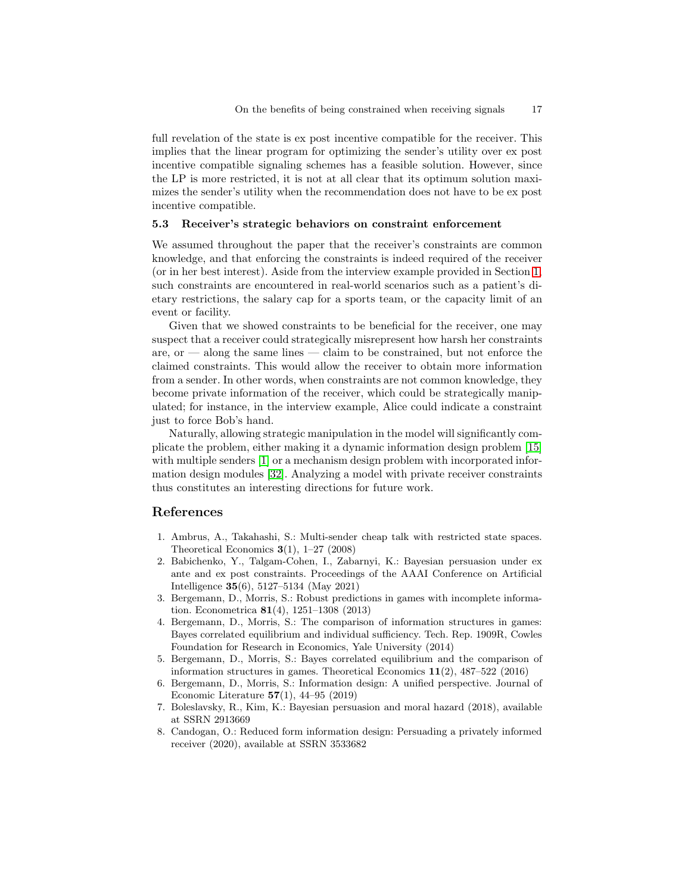full revelation of the state is ex post incentive compatible for the receiver. This implies that the linear program for optimizing the sender's utility over ex post incentive compatible signaling schemes has a feasible solution. However, since the LP is more restricted, it is not at all clear that its optimum solution maximizes the sender's utility when the recommendation does not have to be ex post incentive compatible.

### 5.3 Receiver's strategic behaviors on constraint enforcement

We assumed throughout the paper that the receiver's constraints are common knowledge, and that enforcing the constraints is indeed required of the receiver (or in her best interest). Aside from the interview example provided in Section 1, such constraints are encountered in real-world scenarios such as a patient's dietary restrictions, the salary cap for a sports team, or the capacity limit of an event or facility.

Given that we showed constraints to be beneficial for the receiver, one may suspect that a receiver could strategically misrepresent how harsh her constraints are, or — along the same lines — claim to be constrained, but not enforce the claimed constraints. This would allow the receiver to obtain more information from a sender. In other words, when constraints are not common knowledge, they become private information of the receiver, which could be strategically manipulated; for instance, in the interview example, Alice could indicate a constraint just to force Bob's hand.

Naturally, allowing strategic manipulation in the model will significantly complicate the problem, either making it a dynamic information design problem [15] with multiple senders [1] or a mechanism design problem with incorporated information design modules [32]. Analyzing a model with private receiver constraints thus constitutes an interesting directions for future work.

## References

1. Ambrus, A., Takahashi, S.: Multi-sender cheap talk with restricted state spaces. Theoretical Economics **3**(1), 1–27 (2008)
2. Babichenko, Y., Talgam-Cohen, I., Zabarnyi, K.: Bayesian persuasion under ex ante and ex post constraints. Proceedings of the AAAI Conference on Artificial Intelligence **35**(6), 5127–5134 (May 2021)
3. Bergemann, D., Morris, S.: Robust predictions in games with incomplete information. Econometrica **81**(4), 1251–1308 (2013)
4. Bergemann, D., Morris, S.: The comparison of information structures in games: Bayes correlated equilibrium and individual sufficiency. Tech. Rep. 1909R, Cowles Foundation for Research in Economics, Yale University (2014)
5. Bergemann, D., Morris, S.: Bayes correlated equilibrium and the comparison of information structures in games. Theoretical Economics **11**(2), 487–522 (2016)
6. Bergemann, D., Morris, S.: Information design: A unified perspective. Journal of Economic Literature **57**(1), 44–95 (2019)
7. Boleslavsky, R., Kim, K.: Bayesian persuasion and moral hazard (2018), available at SSRN 2913669
8. Candogan, O.: Reduced form information design: Persuading a privately informed receiver (2020), available at SSRN 3533682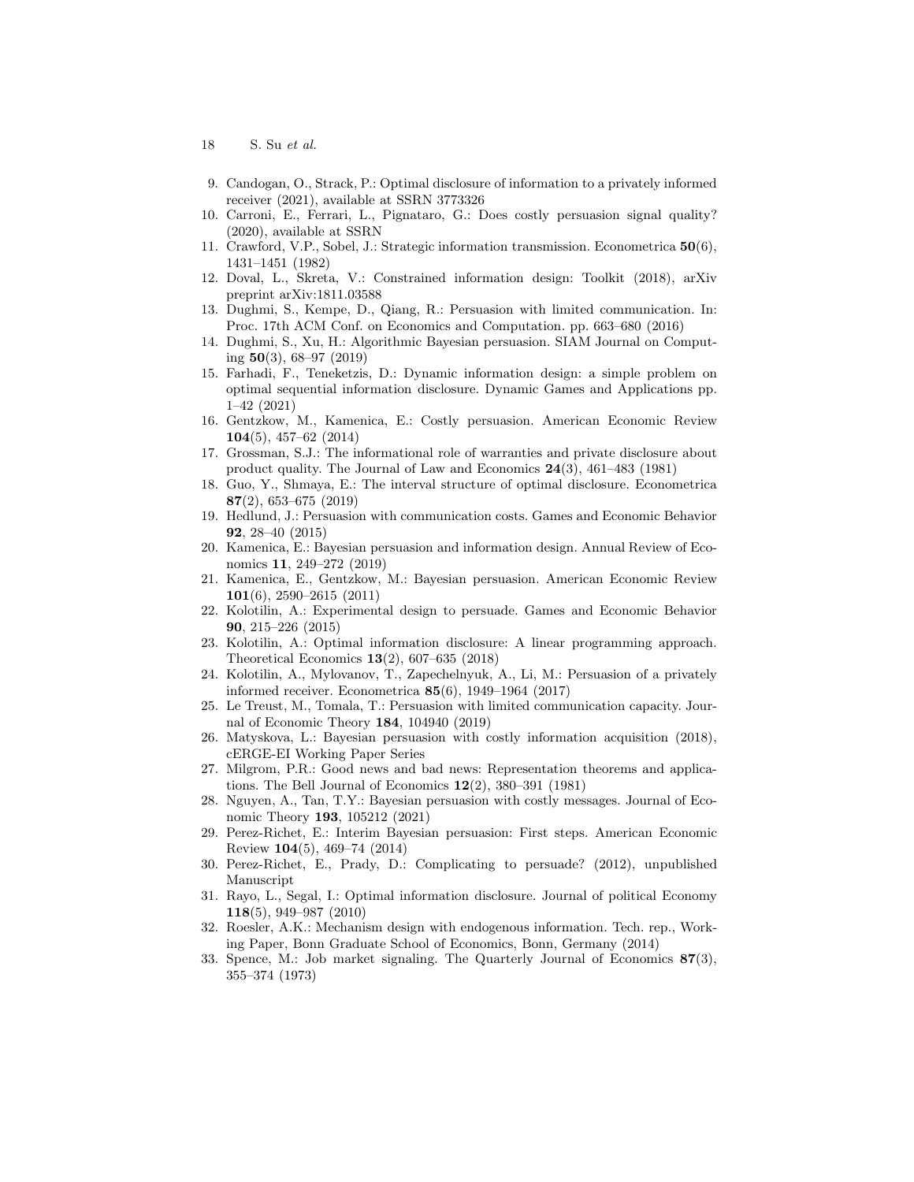9. Candogan, O., Strack, P.: Optimal disclosure of information to a privately informed receiver (2021), available at SSRN 3773326
10. Carroni, E., Ferrari, L., Pignataro, G.: Does costly persuasion signal quality? (2020), available at SSRN
11. Crawford, V.P., Sobel, J.: Strategic information transmission. Econometrica **50**(6), 1431–1451 (1982)
12. Doval, L., Skreta, V.: Constrained information design: Toolkit (2018), arXiv preprint arXiv:1811.03588
13. Dughmi, S., Kempe, D., Qiang, R.: Persuasion with limited communication. In: Proc. 17th ACM Conf. on Economics and Computation. pp. 663–680 (2016)
14. Dughmi, S., Xu, H.: Algorithmic Bayesian persuasion. SIAM Journal on Computing **50**(3), 68–97 (2019)
15. Farhadi, F., Teneketzis, D.: Dynamic information design: a simple problem on optimal sequential information disclosure. Dynamic Games and Applications pp. 1–42 (2021)
16. Gentzkow, M., Kamenica, E.: Costly persuasion. American Economic Review **104**(5), 457–62 (2014)
17. Grossman, S.J.: The informational role of warranties and private disclosure about product quality. The Journal of Law and Economics **24**(3), 461–483 (1981)
18. Guo, Y., Shmaya, E.: The interval structure of optimal disclosure. Econometrica **87**(2), 653–675 (2019)
19. Hedlund, J.: Persuasion with communication costs. Games and Economic Behavior **92**, 28–40 (2015)
20. Kamenica, E.: Bayesian persuasion and information design. Annual Review of Economics **11**, 249–272 (2019)
21. Kamenica, E., Gentzkow, M.: Bayesian persuasion. American Economic Review **101**(6), 2590–2615 (2011)
22. Kolotilin, A.: Experimental design to persuade. Games and Economic Behavior **90**, 215–226 (2015)
23. Kolotilin, A.: Optimal information disclosure: A linear programming approach. Theoretical Economics **13**(2), 607–635 (2018)
24. Kolotilin, A., Mylovanov, T., Zapechelnyuk, A., Li, M.: Persuasion of a privately informed receiver. Econometrica **85**(6), 1949–1964 (2017)
25. Le Treust, M., Tomala, T.: Persuasion with limited communication capacity. Journal of Economic Theory **184**, 104940 (2019)
26. Matyskova, L.: Bayesian persuasion with costly information acquisition (2018), cERGE-EI Working Paper Series
27. Milgrom, P.R.: Good news and bad news: Representation theorems and applications. The Bell Journal of Economics **12**(2), 380–391 (1981)
28. Nguyen, A., Tan, T.Y.: Bayesian persuasion with costly messages. Journal of Economic Theory **193**, 105212 (2021)
29. Perez-Richet, E.: Interim Bayesian persuasion: First steps. American Economic Review **104**(5), 469–74 (2014)
30. Perez-Richet, E., Prady, D.: Complicating to persuade? (2012), unpublished Manuscript
31. Rayo, L., Segal, I.: Optimal information disclosure. Journal of political Economy **118**(5), 949–987 (2010)
32. Roesler, A.K.: Mechanism design with endogenous information. Tech. rep., Working Paper, Bonn Graduate School of Economics, Bonn, Germany (2014)
33. Spence, M.: Job market signaling. The Quarterly Journal of Economics **87**(3), 355–374 (1973)